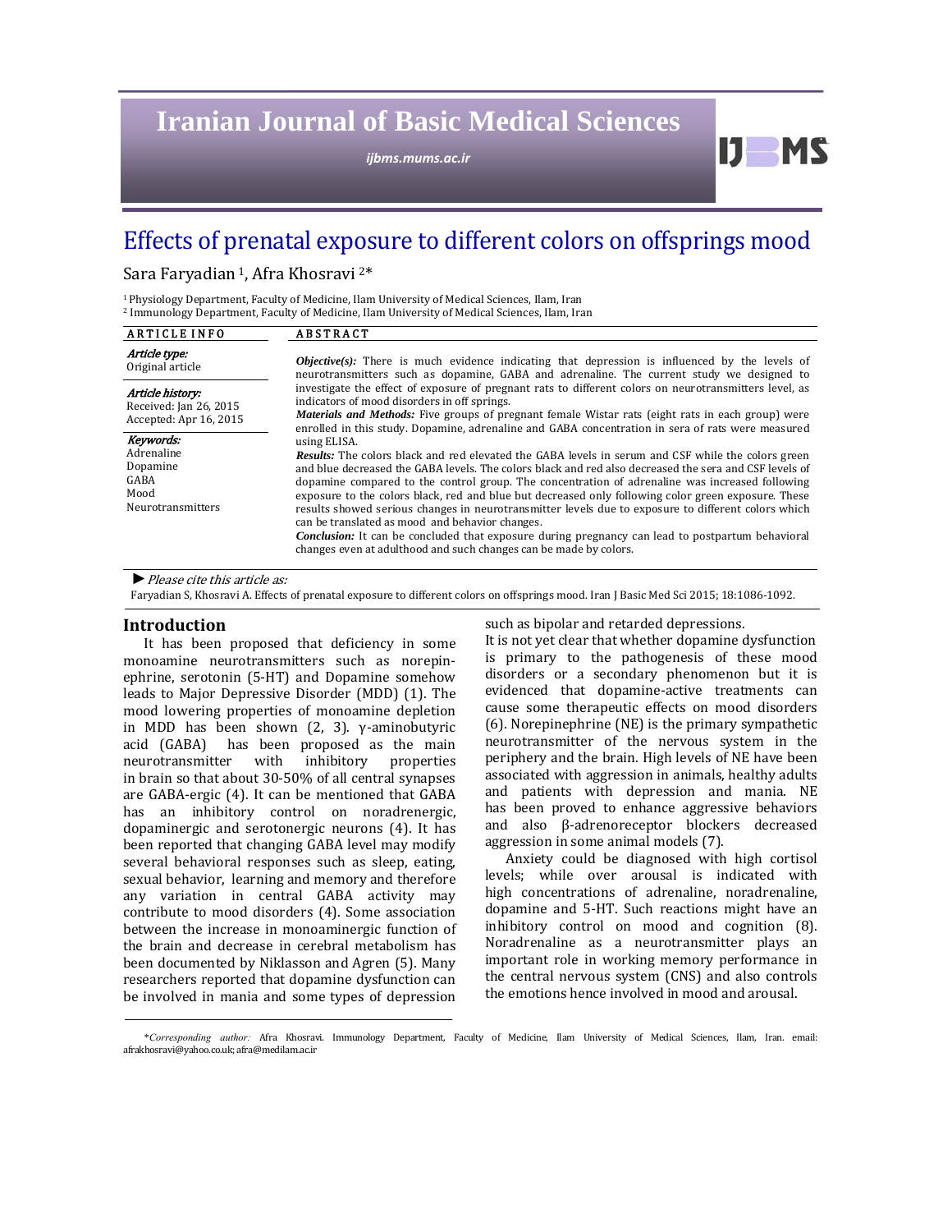# Effects of prenatal exposure to different colors on offsprings mood

Sara Faryadian [1], Afra Khosravi [2]*

[1] Physiology Department, Faculty of Medicine, Ilam University of Medical Sciences, Ilam, Iran
[2] Immunology Department, Faculty of Medicine, Ilam University of Medical Sciences, Ilam, Iran

**ARTICLE INFO**

*Article type:*
Original article

*Article history:*
Received: Jan 26, 2015
Accepted: Apr 16, 2015

*Keywords:*
Adrenaline
Dopamine
GABA
Mood
Neurotransmitters

**ABSTRACT**

***Objective(s):*** There is much evidence indicating that depression is influenced by the levels of neurotransmitters such as dopamine, GABA and adrenaline. The current study we designed to investigate the effect of exposure of pregnant rats to different colors on neurotransmitters level, as indicators of mood disorders in off springs.

***Materials and Methods:*** Five groups of pregnant female Wistar rats (eight rats in each group) were enrolled in this study. Dopamine, adrenaline and GABA concentration in sera of rats were measured using ELISA.

***Results:*** The colors black and red elevated the GABA levels in serum and CSF while the colors green and blue decreased the GABA levels. The colors black and red also decreased the sera and CSF levels of dopamine compared to the control group. The concentration of adrenaline was increased following exposure to the colors black, red and blue but decreased only following color green exposure. These results showed serious changes in neurotransmitter levels due to exposure to different colors which can be translated as mood and behavior changes.

***Conclusion:*** It can be concluded that exposure during pregnancy can lead to postpartum behavioral changes even at adulthood and such changes can be made by colors.

► *Please cite this article as:*
Faryadian S, Khosravi A. Effects of prenatal exposure to different colors on offsprings mood. Iran J Basic Med Sci 2015; 18:1086-1092.

## Introduction

It has been proposed that deficiency in some monoamine neurotransmitters such as norepinephrine, serotonin (5-HT) and Dopamine somehow leads to Major Depressive Disorder (MDD) (1). The mood lowering properties of monoamine depletion in MDD has been shown (2, 3). γ-aminobutyric acid (GABA) has been proposed as the main neurotransmitter with inhibitory properties in brain so that about 30-50% of all central synapses are GABA-ergic (4). It can be mentioned that GABA has an inhibitory control on noradrenergic, dopaminergic and serotonergic neurons (4). It has been reported that changing GABA level may modify several behavioral responses such as sleep, eating, sexual behavior, learning and memory and therefore any variation in central GABA activity may contribute to mood disorders (4). Some association between the increase in monoaminergic function of the brain and decrease in cerebral metabolism has been documented by Niklasson and Agren (5). Many researchers reported that dopamine dysfunction can be involved in mania and some types of depression such as bipolar and retarded depressions.

It is not yet clear that whether dopamine dysfunction is primary to the pathogenesis of these mood disorders or a secondary phenomenon but it is evidenced that dopamine-active treatments can cause some therapeutic effects on mood disorders (6). Norepinephrine (NE) is the primary sympathetic neurotransmitter of the nervous system in the periphery and the brain. High levels of NE have been associated with aggression in animals, healthy adults and patients with depression and mania. NE has been proved to enhance aggressive behaviors and also β-adrenoreceptor blockers decreased aggression in some animal models (7).

Anxiety could be diagnosed with high cortisol levels; while over arousal is indicated with high concentrations of adrenaline, noradrenaline, dopamine and 5-HT. Such reactions might have an inhibitory control on mood and cognition (8). Noradrenaline as a neurotransmitter plays an important role in working memory performance in the central nervous system (CNS) and also controls the emotions hence involved in mood and arousal.

*Corresponding author: Afra Khosravi. Immunology Department, Faculty of Medicine, Ilam University of Medical Sciences, Ilam, Iran. email: afrakhosravi@yahoo.co.uk; afra@medilam.ac.ir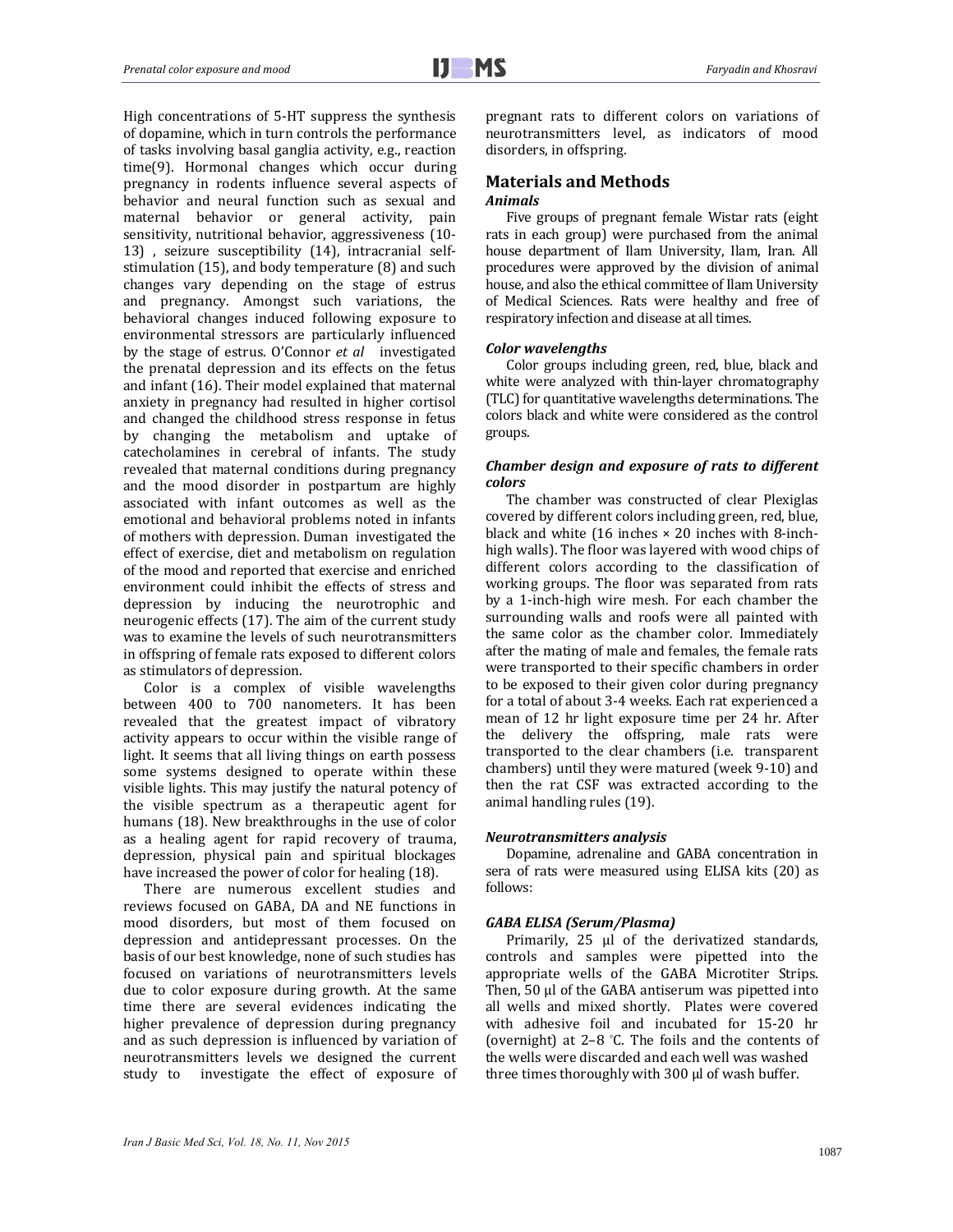High concentrations of 5-HT suppress the synthesis of dopamine, which in turn controls the performance of tasks involving basal ganglia activity, e.g., reaction time(9). Hormonal changes which occur during pregnancy in rodents influence several aspects of behavior and neural function such as sexual and maternal behavior or general activity, pain sensitivity, nutritional behavior, aggressiveness (10-13) , seizure susceptibility (14), intracranial self-stimulation (15), and body temperature (8) and such changes vary depending on the stage of estrus and pregnancy. Amongst such variations, the behavioral changes induced following exposure to environmental stressors are particularly influenced by the stage of estrus. O'Connor *et al* investigated the prenatal depression and its effects on the fetus and infant (16). Their model explained that maternal anxiety in pregnancy had resulted in higher cortisol and changed the childhood stress response in fetus by changing the metabolism and uptake of catecholamines in cerebral of infants. The study revealed that maternal conditions during pregnancy and the mood disorder in postpartum are highly associated with infant outcomes as well as the emotional and behavioral problems noted in infants of mothers with depression. Duman investigated the effect of exercise, diet and metabolism on regulation of the mood and reported that exercise and enriched environment could inhibit the effects of stress and depression by inducing the neurotrophic and neurogenic effects (17). The aim of the current study was to examine the levels of such neurotransmitters in offspring of female rats exposed to different colors as stimulators of depression.

Color is a complex of visible wavelengths between 400 to 700 nanometers. It has been revealed that the greatest impact of vibratory activity appears to occur within the visible range of light. It seems that all living things on earth possess some systems designed to operate within these visible lights. This may justify the natural potency of the visible spectrum as a therapeutic agent for humans (18). New breakthroughs in the use of color as a healing agent for rapid recovery of trauma, depression, physical pain and spiritual blockages have increased the power of color for healing (18).

There are numerous excellent studies and reviews focused on GABA, DA and NE functions in mood disorders, but most of them focused on depression and antidepressant processes. On the basis of our best knowledge, none of such studies has focused on variations of neurotransmitters levels due to color exposure during growth. At the same time there are several evidences indicating the higher prevalence of depression during pregnancy and as such depression is influenced by variation of neurotransmitters levels we designed the current study to investigate the effect of exposure of pregnant rats to different colors on variations of neurotransmitters level, as indicators of mood disorders, in offspring.

## Materials and Methods

### *Animals*

Five groups of pregnant female Wistar rats (eight rats in each group) were purchased from the animal house department of Ilam University, Ilam, Iran. All procedures were approved by the division of animal house, and also the ethical committee of Ilam University of Medical Sciences. Rats were healthy and free of respiratory infection and disease at all times.

### *Color wavelengths*

Color groups including green, red, blue, black and white were analyzed with thin-layer chromatography (TLC) for quantitative wavelengths determinations. The colors black and white were considered as the control groups.

### *Chamber design and exposure of rats to different colors*

The chamber was constructed of clear Plexiglas covered by different colors including green, red, blue, black and white (16 inches × 20 inches with 8-inch-high walls). The floor was layered with wood chips of different colors according to the classification of working groups. The floor was separated from rats by a 1-inch-high wire mesh. For each chamber the surrounding walls and roofs were all painted with the same color as the chamber color. Immediately after the mating of male and females, the female rats were transported to their specific chambers in order to be exposed to their given color during pregnancy for a total of about 3-4 weeks. Each rat experienced a mean of 12 hr light exposure time per 24 hr. After the delivery the offspring, male rats were transported to the clear chambers (i.e. transparent chambers) until they were matured (week 9-10) and then the rat CSF was extracted according to the animal handling rules (19).

### *Neurotransmitters analysis*

Dopamine, adrenaline and GABA concentration in sera of rats were measured using ELISA kits (20) as follows:

### *GABA ELISA (Serum/Plasma)*

Primarily, 25 µl of the derivatized standards, controls and samples were pipetted into the appropriate wells of the GABA Microtiter Strips. Then, 50 µl of the GABA antiserum was pipetted into all wells and mixed shortly. Plates were covered with adhesive foil and incubated for 15-20 hr (overnight) at 2–8 °C. The foils and the contents of the wells were discarded and each well was washed three times thoroughly with 300 µl of wash buffer.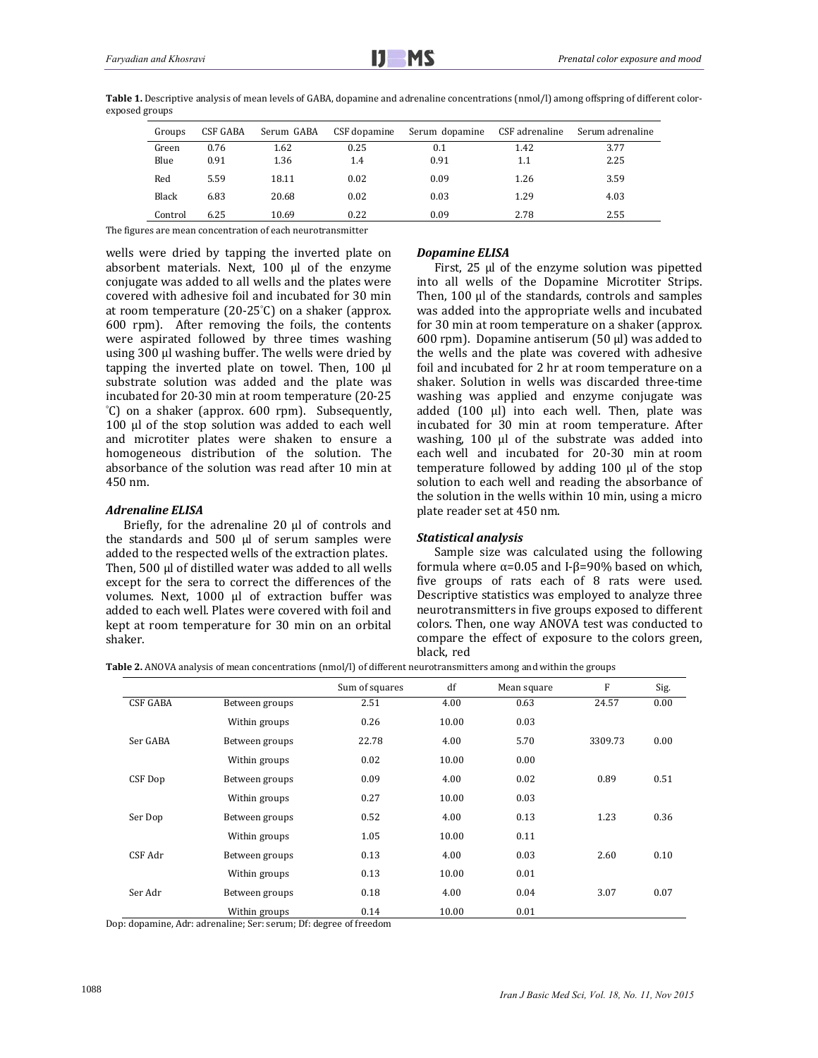**Table 1.** Descriptive analysis of mean levels of GABA, dopamine and adrenaline concentrations (nmol/l) among offspring of different color-exposed groups

| Groups | CSF GABA | Serum GABA | CSF dopamine | Serum dopamine | CSF adrenaline | Serum adrenaline |
|---|---|---|---|---|---|---|
| Green | 0.76 | 1.62 | 0.25 | 0.1 | 1.42 | 3.77 |
| Blue | 0.91 | 1.36 | 1.4 | 0.91 | 1.1 | 2.25 |
| Red | 5.59 | 18.11 | 0.02 | 0.09 | 1.26 | 3.59 |
| Black | 6.83 | 20.68 | 0.02 | 0.03 | 1.29 | 4.03 |
| Control | 6.25 | 10.69 | 0.22 | 0.09 | 2.78 | 2.55 |

The figures are mean concentration of each neurotransmitter

wells were dried by tapping the inverted plate on absorbent materials. Next, 100 μl of the enzyme conjugate was added to all wells and the plates were covered with adhesive foil and incubated for 30 min at room temperature (20-25 °C) on a shaker (approx. 600 rpm). After removing the foils, the contents were aspirated followed by three times washing using 300 μl washing buffer. The wells were dried by tapping the inverted plate on towel. Then, 100 μl substrate solution was added and the plate was incubated for 20-30 min at room temperature (20-25 °C) on a shaker (approx. 600 rpm). Subsequently, 100 μl of the stop solution was added to each well and microtiter plates were shaken to ensure a homogeneous distribution of the solution. The absorbance of the solution was read after 10 min at 450 nm.

### *Adrenaline ELISA*

Briefly, for the adrenaline 20 μl of controls and the standards and 500 μl of serum samples were added to the respected wells of the extraction plates. Then, 500 μl of distilled water was added to all wells except for the sera to correct the differences of the volumes. Next, 1000 μl of extraction buffer was added to each well. Plates were covered with foil and kept at room temperature for 30 min on an orbital shaker.

### *Dopamine ELISA*

First, 25 μl of the enzyme solution was pipetted into all wells of the Dopamine Microtiter Strips. Then, 100 μl of the standards, controls and samples was added into the appropriate wells and incubated for 30 min at room temperature on a shaker (approx. 600 rpm). Dopamine antiserum (50 μl) was added to the wells and the plate was covered with adhesive foil and incubated for 2 hr at room temperature on a shaker. Solution in wells was discarded three-time washing was applied and enzyme conjugate was added (100 μl) into each well. Then, plate was incubated for 30 min at room temperature. After washing, 100 μl of the substrate was added into each well and incubated for 20-30 min at room temperature followed by adding 100 μl of the stop solution to each well and reading the absorbance of the solution in the wells within 10 min, using a micro plate reader set at 450 nm.

### *Statistical analysis*

Sample size was calculated using the following formula where $\alpha$=0.05 and I-$\beta$=90% based on which, five groups of rats each of 8 rats were used. Descriptive statistics was employed to analyze three neurotransmitters in five groups exposed to different colors. Then, one way ANOVA test was conducted to compare the effect of exposure to the colors green, black, red

**Table 2.** ANOVA analysis of mean concentrations (nmol/l) of different neurotransmitters among and within the groups

| | | Sum of squares | df | Mean square | F | Sig. |
|---|---|---|---|---|---|---|
| CSF GABA | Between groups | 2.51 | 4.00 | 0.63 | 24.57 | 0.00 |
| | Within groups | 0.26 | 10.00 | 0.03 | | |
| Ser GABA | Between groups | 22.78 | 4.00 | 5.70 | 3309.73 | 0.00 |
| | Within groups | 0.02 | 10.00 | 0.00 | | |
| CSF Dop | Between groups | 0.09 | 4.00 | 0.02 | 0.89 | 0.51 |
| | Within groups | 0.27 | 10.00 | 0.03 | | |
| Ser Dop | Between groups | 0.52 | 4.00 | 0.13 | 1.23 | 0.36 |
| | Within groups | 1.05 | 10.00 | 0.11 | | |
| CSF Adr | Between groups | 0.13 | 4.00 | 0.03 | 2.60 | 0.10 |
| | Within groups | 0.13 | 10.00 | 0.01 | | |
| Ser Adr | Between groups | 0.18 | 4.00 | 0.04 | 3.07 | 0.07 |
| | Within groups | 0.14 | 10.00 | 0.01 | | |

Dop: dopamine, Adr: adrenaline; Ser: serum; Df: degree of freedom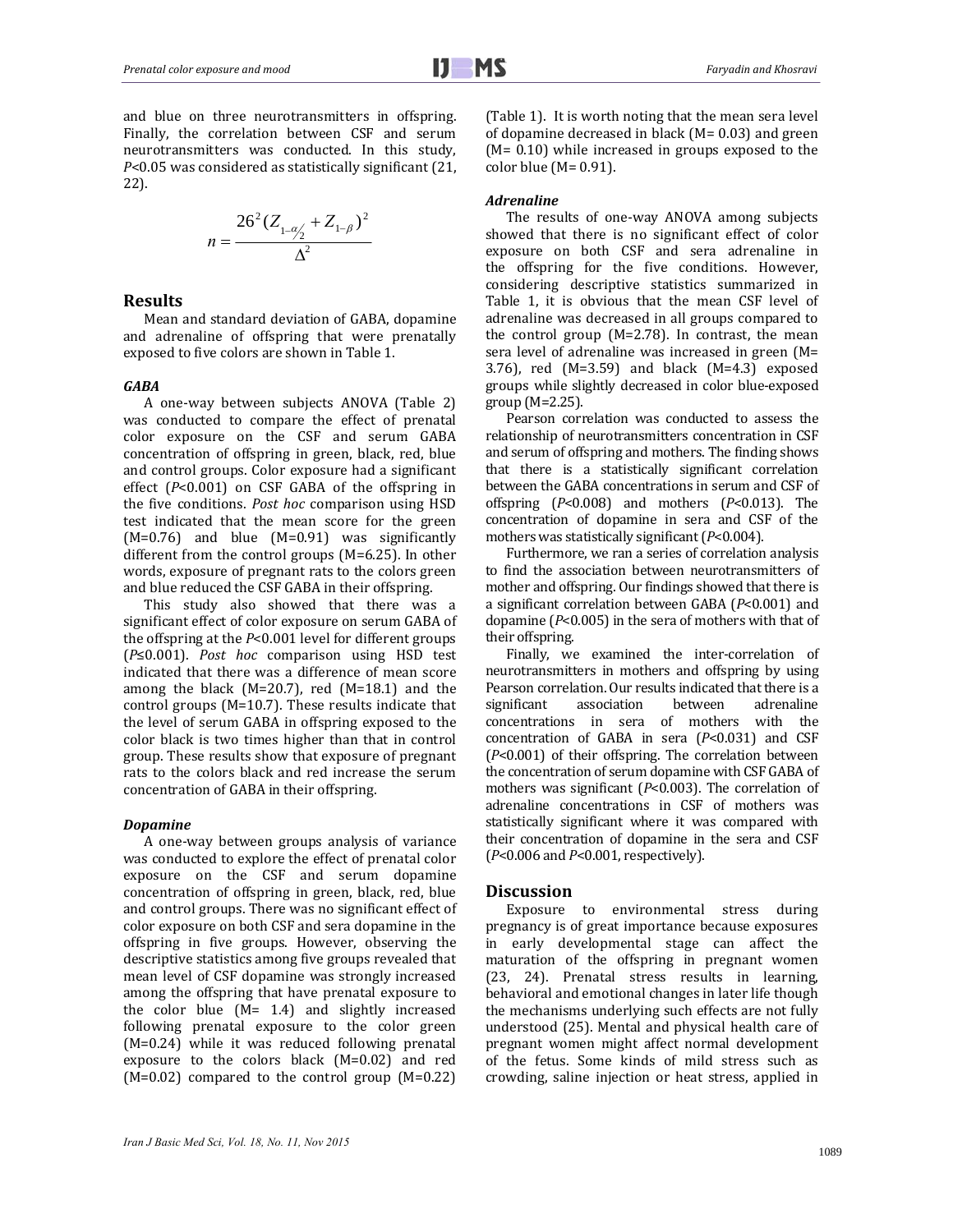and blue on three neurotransmitters in offspring. Finally, the correlation between CSF and serum neurotransmitters was conducted. In this study, $P<0.05$ was considered as statistically significant (21, 22).

$$n = \frac{26^2 (Z_{1-\alpha/2} + Z_{1-\beta})^2}{\Delta^2}$$

## Results

Mean and standard deviation of GABA, dopamine and adrenaline of offspring that were prenatally exposed to five colors are shown in Table 1.

### *GABA*

A one-way between subjects ANOVA (Table 2) was conducted to compare the effect of prenatal color exposure on the CSF and serum GABA concentration of offspring in green, black, red, blue and control groups. Color exposure had a significant effect ($P<0.001$) on CSF GABA of the offspring in the five conditions. *Post hoc* comparison using HSD test indicated that the mean score for the green (M=0.76) and blue (M=0.91) was significantly different from the control groups (M=6.25). In other words, exposure of pregnant rats to the colors green and blue reduced the CSF GABA in their offspring.

This study also showed that there was a significant effect of color exposure on serum GABA of the offspring at the $P<0.001$ level for different groups ($P\leq0.001$). *Post hoc* comparison using HSD test indicated that there was a difference of mean score among the black (M=20.7), red (M=18.1) and the control groups (M=10.7). These results indicate that the level of serum GABA in offspring exposed to the color black is two times higher than that in control group. These results show that exposure of pregnant rats to the colors black and red increase the serum concentration of GABA in their offspring.

### *Dopamine*

A one-way between groups analysis of variance was conducted to explore the effect of prenatal color exposure on the CSF and serum dopamine concentration of offspring in green, black, red, blue and control groups. There was no significant effect of color exposure on both CSF and sera dopamine in the offspring in five groups. However, observing the descriptive statistics among five groups revealed that mean level of CSF dopamine was strongly increased among the offspring that have prenatal exposure to the color blue (M= 1.4) and slightly increased following prenatal exposure to the color green (M=0.24) while it was reduced following prenatal exposure to the colors black (M=0.02) and red (M=0.02) compared to the control group (M=0.22) (Table 1). It is worth noting that the mean sera level of dopamine decreased in black (M= 0.03) and green (M= 0.10) while increased in groups exposed to the color blue (M= 0.91).

### *Adrenaline*

The results of one-way ANOVA among subjects showed that there is no significant effect of color exposure on both CSF and sera adrenaline in the offspring for the five conditions. However, considering descriptive statistics summarized in Table 1, it is obvious that the mean CSF level of adrenaline was decreased in all groups compared to the control group (M=2.78). In contrast, the mean sera level of adrenaline was increased in green (M= 3.76), red (M=3.59) and black (M=4.3) exposed groups while slightly decreased in color blue-exposed group (M=2.25).

Pearson correlation was conducted to assess the relationship of neurotransmitters concentration in CSF and serum of offspring and mothers. The finding shows that there is a statistically significant correlation between the GABA concentrations in serum and CSF of offspring ($P<0.008$) and mothers ($P<0.013$). The concentration of dopamine in sera and CSF of the mothers was statistically significant ($P<0.004$).

Furthermore, we ran a series of correlation analysis to find the association between neurotransmitters of mother and offspring. Our findings showed that there is a significant correlation between GABA ($P<0.001$) and dopamine ($P<0.005$) in the sera of mothers with that of their offspring.

Finally, we examined the inter-correlation of neurotransmitters in mothers and offspring by using Pearson correlation. Our results indicated that there is a significant association between adrenaline concentrations in sera of mothers with the concentration of GABA in sera ($P<0.031$) and CSF ($P<0.001$) of their offspring. The correlation between the concentration of serum dopamine with CSF GABA of mothers was significant ($P<0.003$). The correlation of adrenaline concentrations in CSF of mothers was statistically significant where it was compared with their concentration of dopamine in the sera and CSF ($P<0.006$ and $P<0.001$, respectively).

## Discussion

Exposure to environmental stress during pregnancy is of great importance because exposures in early developmental stage can affect the maturation of the offspring in pregnant women (23, 24). Prenatal stress results in learning, behavioral and emotional changes in later life though the mechanisms underlying such effects are not fully understood (25). Mental and physical health care of pregnant women might affect normal development of the fetus. Some kinds of mild stress such as crowding, saline injection or heat stress, applied in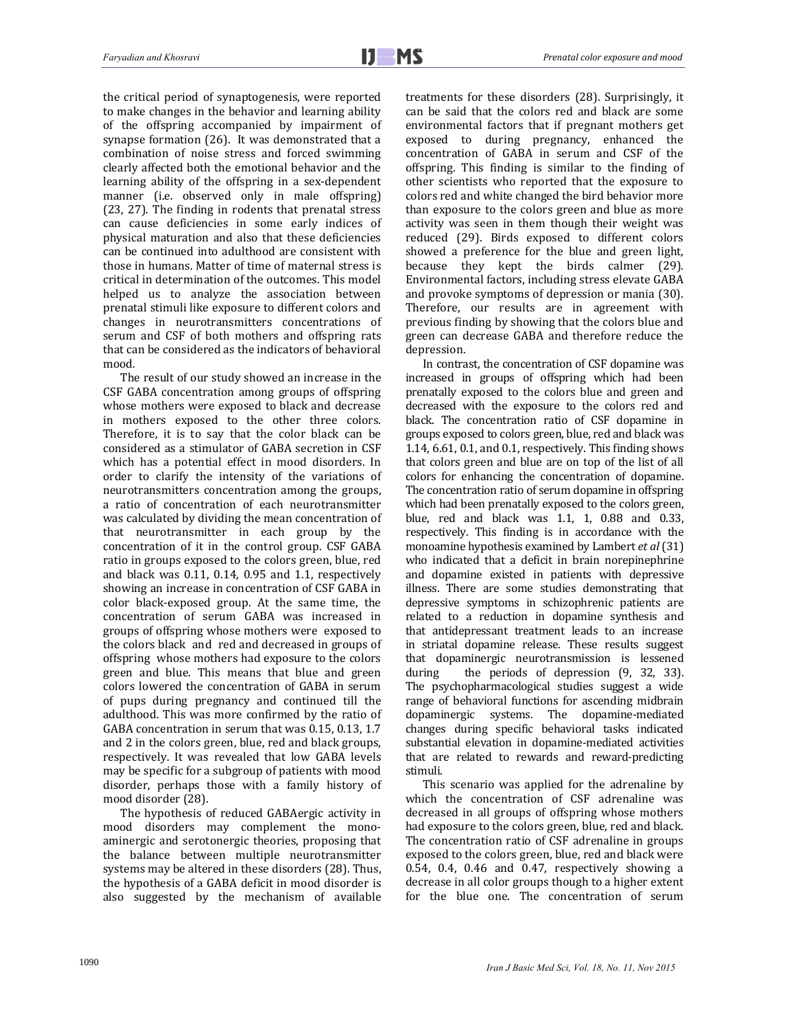the critical period of synaptogenesis, were reported to make changes in the behavior and learning ability of the offspring accompanied by impairment of synapse formation (26). It was demonstrated that a combination of noise stress and forced swimming clearly affected both the emotional behavior and the learning ability of the offspring in a sex-dependent manner (i.e. observed only in male offspring) (23, 27). The finding in rodents that prenatal stress can cause deficiencies in some early indices of physical maturation and also that these deficiencies can be continued into adulthood are consistent with those in humans. Matter of time of maternal stress is critical in determination of the outcomes. This model helped us to analyze the association between prenatal stimuli like exposure to different colors and changes in neurotransmitters concentrations of serum and CSF of both mothers and offspring rats that can be considered as the indicators of behavioral mood.

The result of our study showed an increase in the CSF GABA concentration among groups of offspring whose mothers were exposed to black and decrease in mothers exposed to the other three colors. Therefore, it is to say that the color black can be considered as a stimulator of GABA secretion in CSF which has a potential effect in mood disorders. In order to clarify the intensity of the variations of neurotransmitters concentration among the groups, a ratio of concentration of each neurotransmitter was calculated by dividing the mean concentration of that neurotransmitter in each group by the concentration of it in the control group. CSF GABA ratio in groups exposed to the colors green, blue, red and black was 0.11, 0.14, 0.95 and 1.1, respectively showing an increase in concentration of CSF GABA in color black-exposed group. At the same time, the concentration of serum GABA was increased in groups of offspring whose mothers were exposed to the colors black and red and decreased in groups of offspring whose mothers had exposure to the colors green and blue. This means that blue and green colors lowered the concentration of GABA in serum of pups during pregnancy and continued till the adulthood. This was more confirmed by the ratio of GABA concentration in serum that was 0.15, 0.13, 1.7 and 2 in the colors green, blue, red and black groups, respectively. It was revealed that low GABA levels may be specific for a subgroup of patients with mood disorder, perhaps those with a family history of mood disorder (28).

The hypothesis of reduced GABAergic activity in mood disorders may complement the mono-aminergic and serotonergic theories, proposing that the balance between multiple neurotransmitter systems may be altered in these disorders (28). Thus, the hypothesis of a GABA deficit in mood disorder is also suggested by the mechanism of available treatments for these disorders (28). Surprisingly, it can be said that the colors red and black are some environmental factors that if pregnant mothers get exposed to during pregnancy, enhanced the concentration of GABA in serum and CSF of the offspring. This finding is similar to the finding of other scientists who reported that the exposure to colors red and white changed the bird behavior more than exposure to the colors green and blue as more activity was seen in them though their weight was reduced (29). Birds exposed to different colors showed a preference for the blue and green light, because they kept the birds calmer (29). Environmental factors, including stress elevate GABA and provoke symptoms of depression or mania (30). Therefore, our results are in agreement with previous finding by showing that the colors blue and green can decrease GABA and therefore reduce the depression.

In contrast, the concentration of CSF dopamine was increased in groups of offspring which had been prenatally exposed to the colors blue and green and decreased with the exposure to the colors red and black. The concentration ratio of CSF dopamine in groups exposed to colors green, blue, red and black was 1.14, 6.61, 0.1, and 0.1, respectively. This finding shows that colors green and blue are on top of the list of all colors for enhancing the concentration of dopamine. The concentration ratio of serum dopamine in offspring which had been prenatally exposed to the colors green, blue, red and black was 1.1, 1, 0.88 and 0.33, respectively. This finding is in accordance with the monoamine hypothesis examined by Lambert *et al* (31) who indicated that a deficit in brain norepinephrine and dopamine existed in patients with depressive illness. There are some studies demonstrating that depressive symptoms in schizophrenic patients are related to a reduction in dopamine synthesis and that antidepressant treatment leads to an increase in striatal dopamine release. These results suggest that dopaminergic neurotransmission is lessened during the periods of depression (9, 32, 33). The psychopharmacological studies suggest a wide range of behavioral functions for ascending midbrain dopaminergic systems. The dopamine-mediated changes during specific behavioral tasks indicated substantial elevation in dopamine-mediated activities that are related to rewards and reward-predicting stimuli.

This scenario was applied for the adrenaline by which the concentration of CSF adrenaline was decreased in all groups of offspring whose mothers had exposure to the colors green, blue, red and black. The concentration ratio of CSF adrenaline in groups exposed to the colors green, blue, red and black were 0.54, 0.4, 0.46 and 0.47, respectively showing a decrease in all color groups though to a higher extent for the blue one. The concentration of serum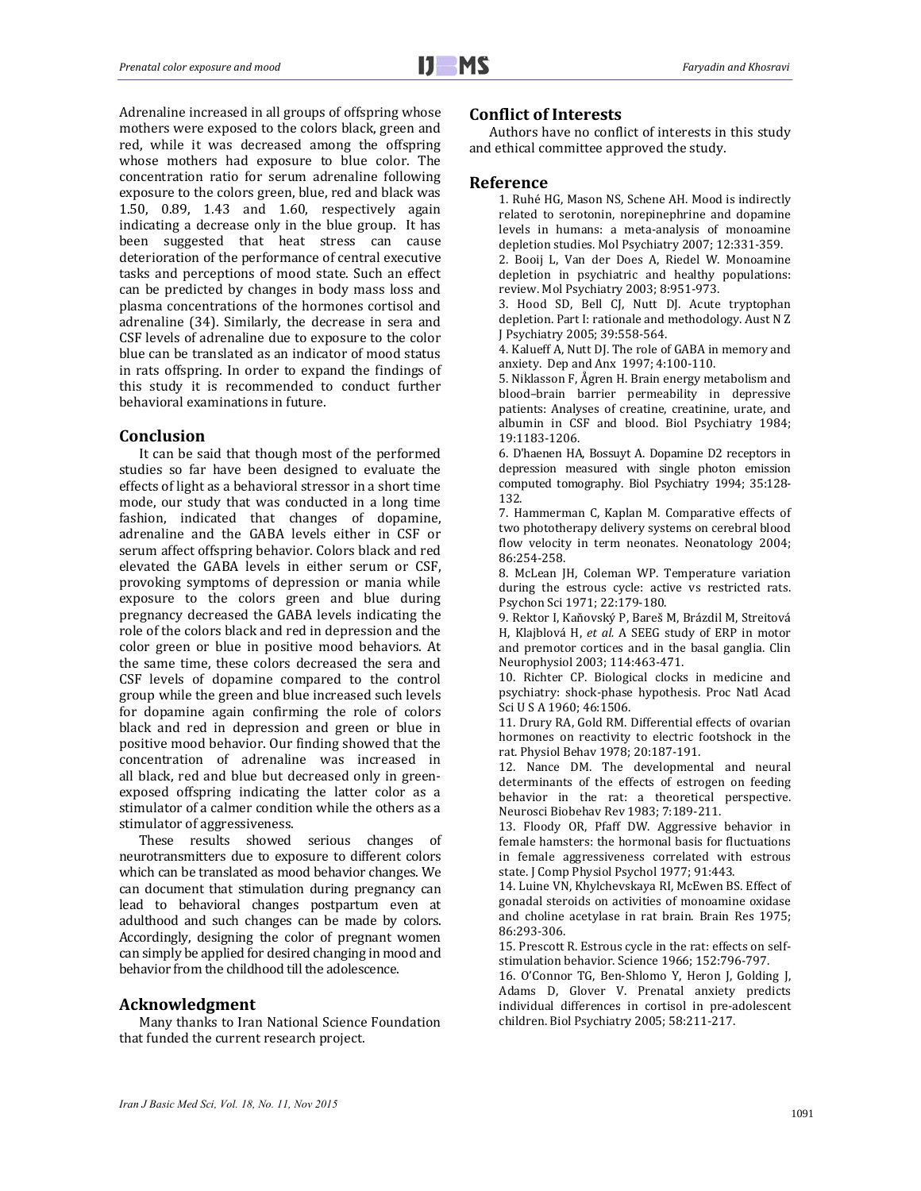Adrenaline increased in all groups of offspring whose mothers were exposed to the colors black, green and red, while it was decreased among the offspring whose mothers had exposure to blue color. The concentration ratio for serum adrenaline following exposure to the colors green, blue, red and black was 1.50, 0.89, 1.43 and 1.60, respectively again indicating a decrease only in the blue group. It has been suggested that heat stress can cause deterioration of the performance of central executive tasks and perceptions of mood state. Such an effect can be predicted by changes in body mass loss and plasma concentrations of the hormones cortisol and adrenaline (34). Similarly, the decrease in sera and CSF levels of adrenaline due to exposure to the color blue can be translated as an indicator of mood status in rats offspring. In order to expand the findings of this study it is recommended to conduct further behavioral examinations in future.

## Conclusion

It can be said that though most of the performed studies so far have been designed to evaluate the effects of light as a behavioral stressor in a short time mode, our study that was conducted in a long time fashion, indicated that changes of dopamine, adrenaline and the GABA levels either in CSF or serum affect offspring behavior. Colors black and red elevated the GABA levels in either serum or CSF, provoking symptoms of depression or mania while exposure to the colors green and blue during pregnancy decreased the GABA levels indicating the role of the colors black and red in depression and the color green or blue in positive mood behaviors. At the same time, these colors decreased the sera and CSF levels of dopamine compared to the control group while the green and blue increased such levels for dopamine again confirming the role of colors black and red in depression and green or blue in positive mood behavior. Our finding showed that the concentration of adrenaline was increased in all black, red and blue but decreased only in green-exposed offspring indicating the latter color as a stimulator of a calmer condition while the others as a stimulator of aggressiveness.

These results showed serious changes of neurotransmitters due to exposure to different colors which can be translated as mood behavior changes. We can document that stimulation during pregnancy can lead to behavioral changes postpartum even at adulthood and such changes can be made by colors. Accordingly, designing the color of pregnant women can simply be applied for desired changing in mood and behavior from the childhood till the adolescence.

## Acknowledgment

Many thanks to Iran National Science Foundation that funded the current research project.

## Conflict of Interests

Authors have no conflict of interests in this study and ethical committee approved the study.

## Reference

1. Ruhé HG, Mason NS, Schene AH. Mood is indirectly related to serotonin, norepinephrine and dopamine levels in humans: a meta-analysis of monoamine depletion studies. Mol Psychiatry 2007; 12:331-359.
2. Booij L, Van der Does A, Riedel W. Monoamine depletion in psychiatric and healthy populations: review. Mol Psychiatry 2003; 8:951-973.
3. Hood SD, Bell CJ, Nutt DJ. Acute tryptophan depletion. Part I: rationale and methodology. Aust N Z J Psychiatry 2005; 39:558-564.
4. Kalueff A, Nutt DJ. The role of GABA in memory and anxiety. Dep and Anx 1997; 4:100-110.
5. Niklasson F, Ågren H. Brain energy metabolism and blood–brain barrier permeability in depressive patients: Analyses of creatine, creatinine, urate, and albumin in CSF and blood. Biol Psychiatry 1984; 19:1183-1206.
6. D'haenen HA, Bossuyt A. Dopamine D2 receptors in depression measured with single photon emission computed tomography. Biol Psychiatry 1994; 35:128-132.
7. Hammerman C, Kaplan M. Comparative effects of two phototherapy delivery systems on cerebral blood flow velocity in term neonates. Neonatology 2004; 86:254-258.
8. McLean JH, Coleman WP. Temperature variation during the estrous cycle: active vs restricted rats. Psychon Sci 1971; 22:179-180.
9. Rektor I, Kaňovský P, Bareš M, Brázdil M, Streitová H, Klajblová H, *et al.* A SEEG study of ERP in motor and premotor cortices and in the basal ganglia. Clin Neurophysiol 2003; 114:463-471.
10. Richter CP. Biological clocks in medicine and psychiatry: shock-phase hypothesis. Proc Natl Acad Sci U S A 1960; 46:1506.
11. Drury RA, Gold RM. Differential effects of ovarian hormones on reactivity to electric footshock in the rat. Physiol Behav 1978; 20:187-191.
12. Nance DM. The developmental and neural determinants of the effects of estrogen on feeding behavior in the rat: a theoretical perspective. Neurosci Biobehav Rev 1983; 7:189-211.
13. Floody OR, Pfaff DW. Aggressive behavior in female hamsters: the hormonal basis for fluctuations in female aggressiveness correlated with estrous state. J Comp Physiol Psychol 1977; 91:443.
14. Luine VN, Khylchevskaya RI, McEwen BS. Effect of gonadal steroids on activities of monoamine oxidase and choline acetylase in rat brain. Brain Res 1975; 86:293-306.
15. Prescott R. Estrous cycle in the rat: effects on self-stimulation behavior. Science 1966; 152:796-797.
16. O'Connor TG, Ben-Shlomo Y, Heron J, Golding J, Adams D, Glover V. Prenatal anxiety predicts individual differences in cortisol in pre-adolescent children. Biol Psychiatry 2005; 58:211-217.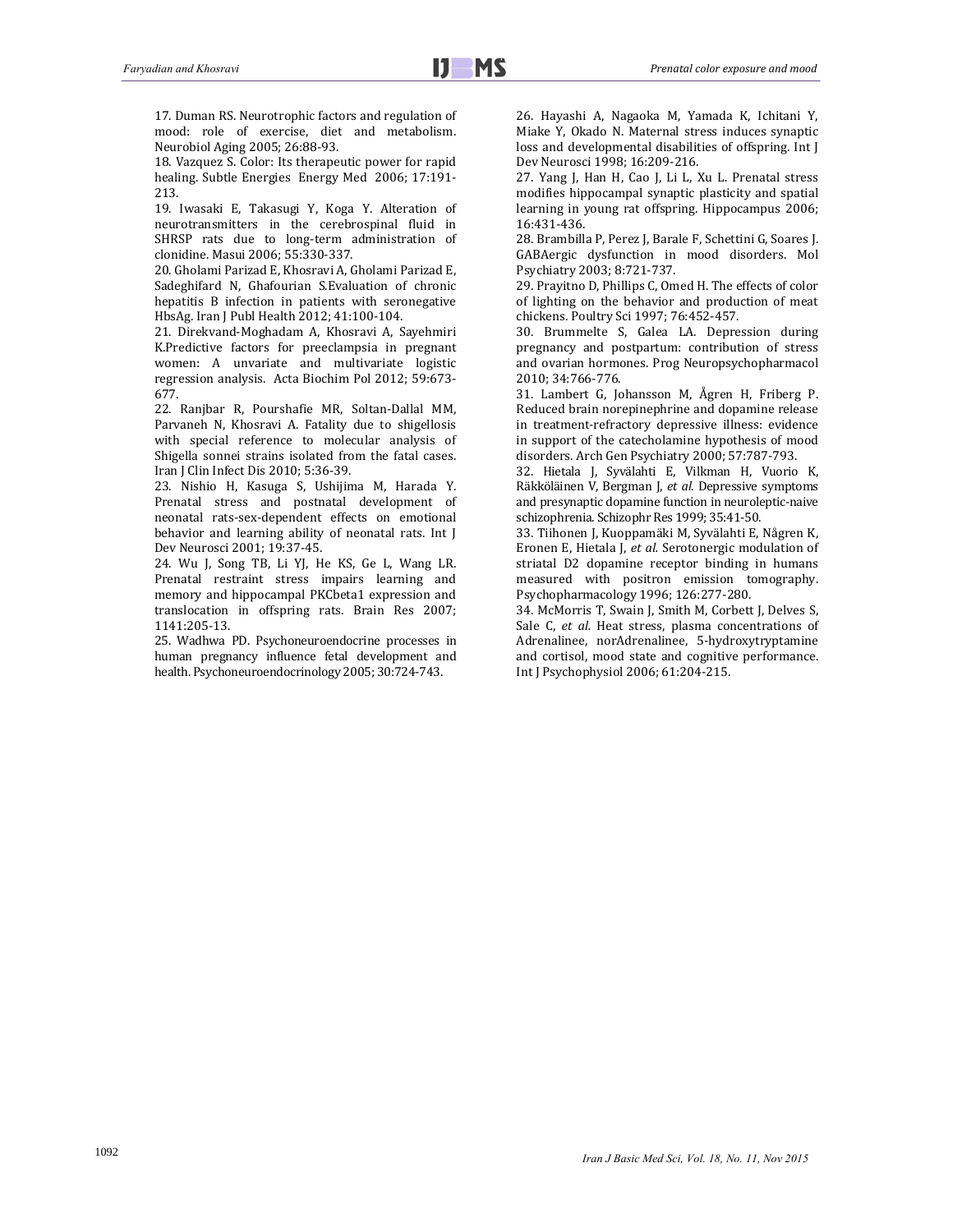17. Duman RS. Neurotrophic factors and regulation of mood: role of exercise, diet and metabolism. Neurobiol Aging 2005; 26:88-93.

18. Vazquez S. Color: Its therapeutic power for rapid healing. Subtle Energies Energy Med 2006; 17:191-213.

19. Iwasaki E, Takasugi Y, Koga Y. Alteration of neurotransmitters in the cerebrospinal fluid in SHRSP rats due to long-term administration of clonidine. Masui 2006; 55:330-337.

20. Gholami Parizad E, Khosravi A, Gholami Parizad E, Sadeghifard N, Ghafourian S.Evaluation of chronic hepatitis B infection in patients with seronegative HbsAg. Iran J Publ Health 2012; 41:100-104.

21. Direkvand-Moghadam A, Khosravi A, Sayehmiri K.Predictive factors for preeclampsia in pregnant women: A unvariate and multivariate logistic regression analysis. Acta Biochim Pol 2012; 59:673-677.

22. Ranjbar R, Pourshafie MR, Soltan-Dallal MM, Parvaneh N, Khosravi A. Fatality due to shigellosis with special reference to molecular analysis of Shigella sonnei strains isolated from the fatal cases. Iran J Clin Infect Dis 2010; 5:36-39.

23. Nishio H, Kasuga S, Ushijima M, Harada Y. Prenatal stress and postnatal development of neonatal rats-sex-dependent effects on emotional behavior and learning ability of neonatal rats. Int J Dev Neurosci 2001; 19:37-45.

24. Wu J, Song TB, Li YJ, He KS, Ge L, Wang LR. Prenatal restraint stress impairs learning and memory and hippocampal PKCbeta1 expression and translocation in offspring rats. Brain Res 2007; 1141:205-13.

25. Wadhwa PD. Psychoneuroendocrine processes in human pregnancy influence fetal development and health. Psychoneuroendocrinology 2005; 30:724-743.

26. Hayashi A, Nagaoka M, Yamada K, Ichitani Y, Miake Y, Okado N. Maternal stress induces synaptic loss and developmental disabilities of offspring. Int J Dev Neurosci 1998; 16:209-216.

27. Yang J, Han H, Cao J, Li L, Xu L. Prenatal stress modifies hippocampal synaptic plasticity and spatial learning in young rat offspring. Hippocampus 2006; 16:431-436.

28. Brambilla P, Perez J, Barale F, Schettini G, Soares J. GABAergic dysfunction in mood disorders. Mol Psychiatry 2003; 8:721-737.

29. Prayitno D, Phillips C, Omed H. The effects of color of lighting on the behavior and production of meat chickens. Poultry Sci 1997; 76:452-457.

30. Brummelte S, Galea LA. Depression during pregnancy and postpartum: contribution of stress and ovarian hormones. Prog Neuropsychopharmacol 2010; 34:766-776.

31. Lambert G, Johansson M, Ågren H, Friberg P. Reduced brain norepinephrine and dopamine release in treatment-refractory depressive illness: evidence in support of the catecholamine hypothesis of mood disorders. Arch Gen Psychiatry 2000; 57:787-793.

32. Hietala J, Syvälahti E, Vilkman H, Vuorio K, Räkköläinen V, Bergman J, *et al.* Depressive symptoms and presynaptic dopamine function in neuroleptic-naive schizophrenia. Schizophr Res 1999; 35:41-50.

33. Tiihonen J, Kuoppamäki M, Syvälahti E, Någren K, Eronen E, Hietala J, *et al.* Serotonergic modulation of striatal D2 dopamine receptor binding in humans measured with positron emission tomography. Psychopharmacology 1996; 126:277-280.

34. McMorris T, Swain J, Smith M, Corbett J, Delves S, Sale C, *et al.* Heat stress, plasma concentrations of Adrenalinee, norAdrenalinee, 5-hydroxytryptamine and cortisol, mood state and cognitive performance. Int J Psychophysiol 2006; 61:204-215.